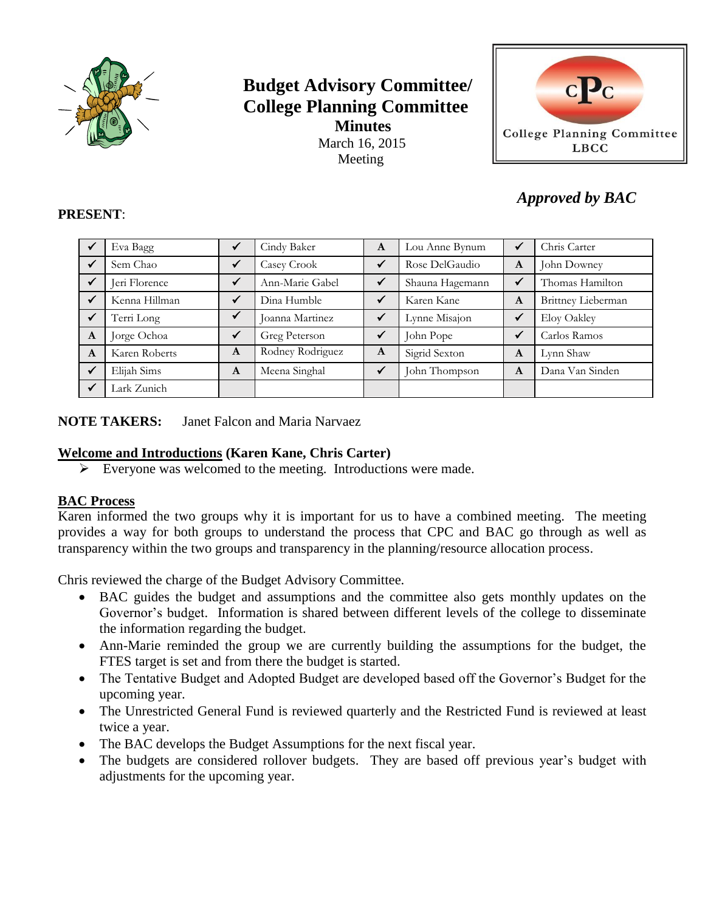# Budget Advisory Committee/ College Planning Committee

**Minutes**

March 16, 2015

Meeting

College Planning Committee LBCC

*Approved by BAC*

**PRESENT**:

| | | | | | | | |
|---|---|---|---|---|---|---|---|
| ✔ | Eva Bagg | ✔ | Cindy Baker | A | Lou Anne Bynum | ✔ | Chris Carter |
| ✔ | Sem Chao | ✔ | Casey Crook | ✔ | Rose DelGaudio | A | John Downey |
| ✔ | Jeri Florence | ✔ | Ann-Marie Gabel | ✔ | Shauna Hagemann | ✔ | Thomas Hamilton |
| ✔ | Kenna Hillman | ✔ | Dina Humble | ✔ | Karen Kane | A | Brittney Lieberman |
| ✔ | Terri Long | ✔ | Joanna Martinez | ✔ | Lynne Misajon | ✔ | Eloy Oakley |
| A | Jorge Ochoa | ✔ | Greg Peterson | ✔ | John Pope | ✔ | Carlos Ramos |
| A | Karen Roberts | A | Rodney Rodriguez | A | Sigrid Sexton | A | Lynn Shaw |
| ✔ | Elijah Sims | A | Meena Singhal | ✔ | John Thompson | A | Dana Van Sinden |
| ✔ | Lark Zunich | | | | | | |

**NOTE TAKERS:** Janet Falcon and Maria Narvaez

**Welcome and Introductions (Karen Kane, Chris Carter)**

- Everyone was welcomed to the meeting. Introductions were made.

**BAC Process**

Karen informed the two groups why it is important for us to have a combined meeting. The meeting provides a way for both groups to understand the process that CPC and BAC go through as well as transparency within the two groups and transparency in the planning/resource allocation process.

Chris reviewed the charge of the Budget Advisory Committee.

- BAC guides the budget and assumptions and the committee also gets monthly updates on the Governor's budget. Information is shared between different levels of the college to disseminate the information regarding the budget.
- Ann-Marie reminded the group we are currently building the assumptions for the budget, the FTES target is set and from there the budget is started.
- The Tentative Budget and Adopted Budget are developed based off the Governor's Budget for the upcoming year.
- The Unrestricted General Fund is reviewed quarterly and the Restricted Fund is reviewed at least twice a year.
- The BAC develops the Budget Assumptions for the next fiscal year.
- The budgets are considered rollover budgets. They are based off previous year's budget with adjustments for the upcoming year.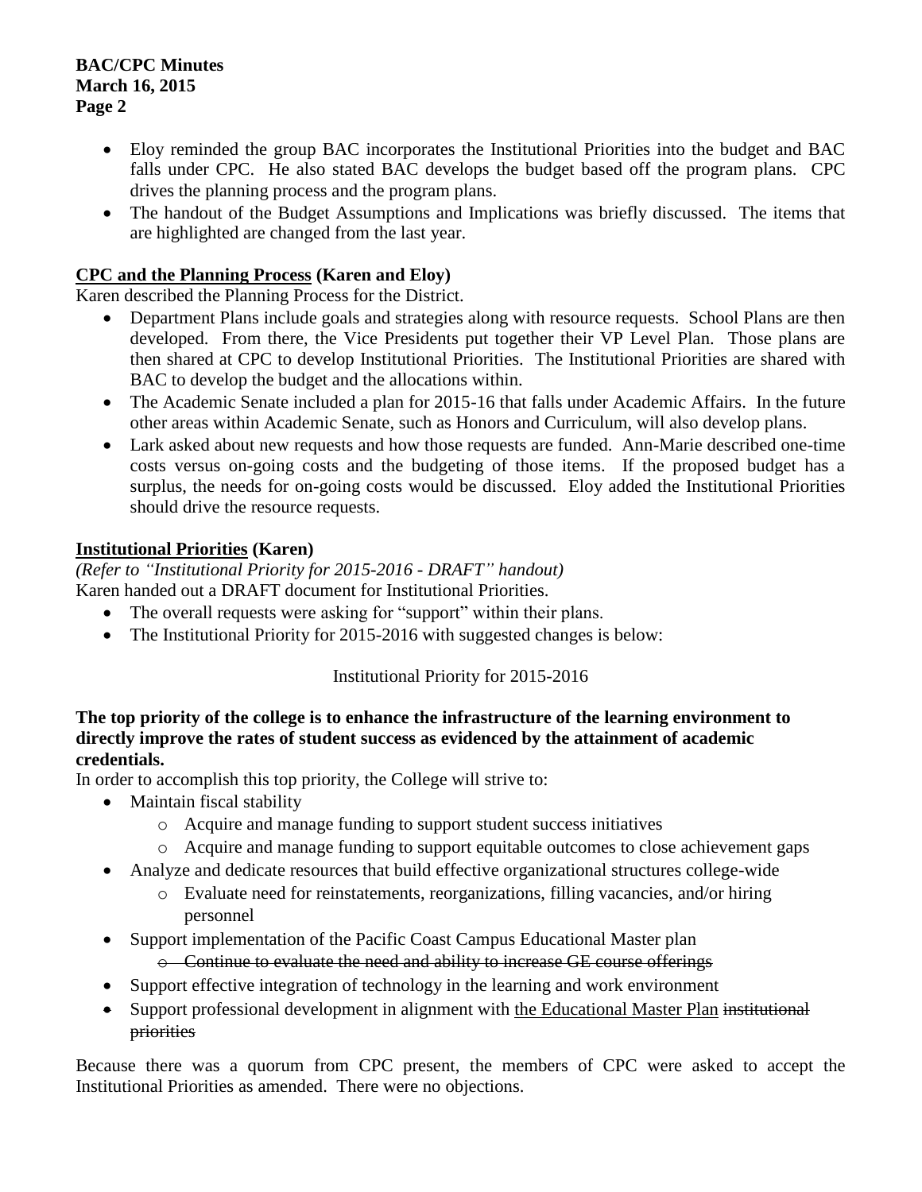- Eloy reminded the group BAC incorporates the Institutional Priorities into the budget and BAC falls under CPC. He also stated BAC develops the budget based off the program plans. CPC drives the planning process and the program plans.
- The handout of the Budget Assumptions and Implications was briefly discussed. The items that are highlighted are changed from the last year.

**<u>CPC and the Planning Process</u> (Karen and Eloy)**

Karen described the Planning Process for the District.

- Department Plans include goals and strategies along with resource requests. School Plans are then developed. From there, the Vice Presidents put together their VP Level Plan. Those plans are then shared at CPC to develop Institutional Priorities. The Institutional Priorities are shared with BAC to develop the budget and the allocations within.
- The Academic Senate included a plan for 2015-16 that falls under Academic Affairs. In the future other areas within Academic Senate, such as Honors and Curriculum, will also develop plans.
- Lark asked about new requests and how those requests are funded. Ann-Marie described one-time costs versus on-going costs and the budgeting of those items. If the proposed budget has a surplus, the needs for on-going costs would be discussed. Eloy added the Institutional Priorities should drive the resource requests.

**<u>Institutional Priorities</u> (Karen)**

*(Refer to "Institutional Priority for 2015-2016 - DRAFT" handout)*

Karen handed out a DRAFT document for Institutional Priorities.

- The overall requests were asking for "support" within their plans.
- The Institutional Priority for 2015-2016 with suggested changes is below:

Institutional Priority for 2015-2016

**The top priority of the college is to enhance the infrastructure of the learning environment to directly improve the rates of student success as evidenced by the attainment of academic credentials.**

In order to accomplish this top priority, the College will strive to:

- Maintain fiscal stability
    - Acquire and manage funding to support student success initiatives
    - Acquire and manage funding to support equitable outcomes to close achievement gaps
- Analyze and dedicate resources that build effective organizational structures college-wide
    - Evaluate need for reinstatements, reorganizations, filling vacancies, and/or hiring personnel
- Support implementation of the Pacific Coast Campus Educational Master plan
    - ~~Continue to evaluate the need and ability to increase GE course offerings~~
- Support effective integration of technology in the learning and work environment
- Support professional development in alignment with <u>the Educational Master Plan</u> ~~institutional priorities~~

Because there was a quorum from CPC present, the members of CPC were asked to accept the Institutional Priorities as amended. There were no objections.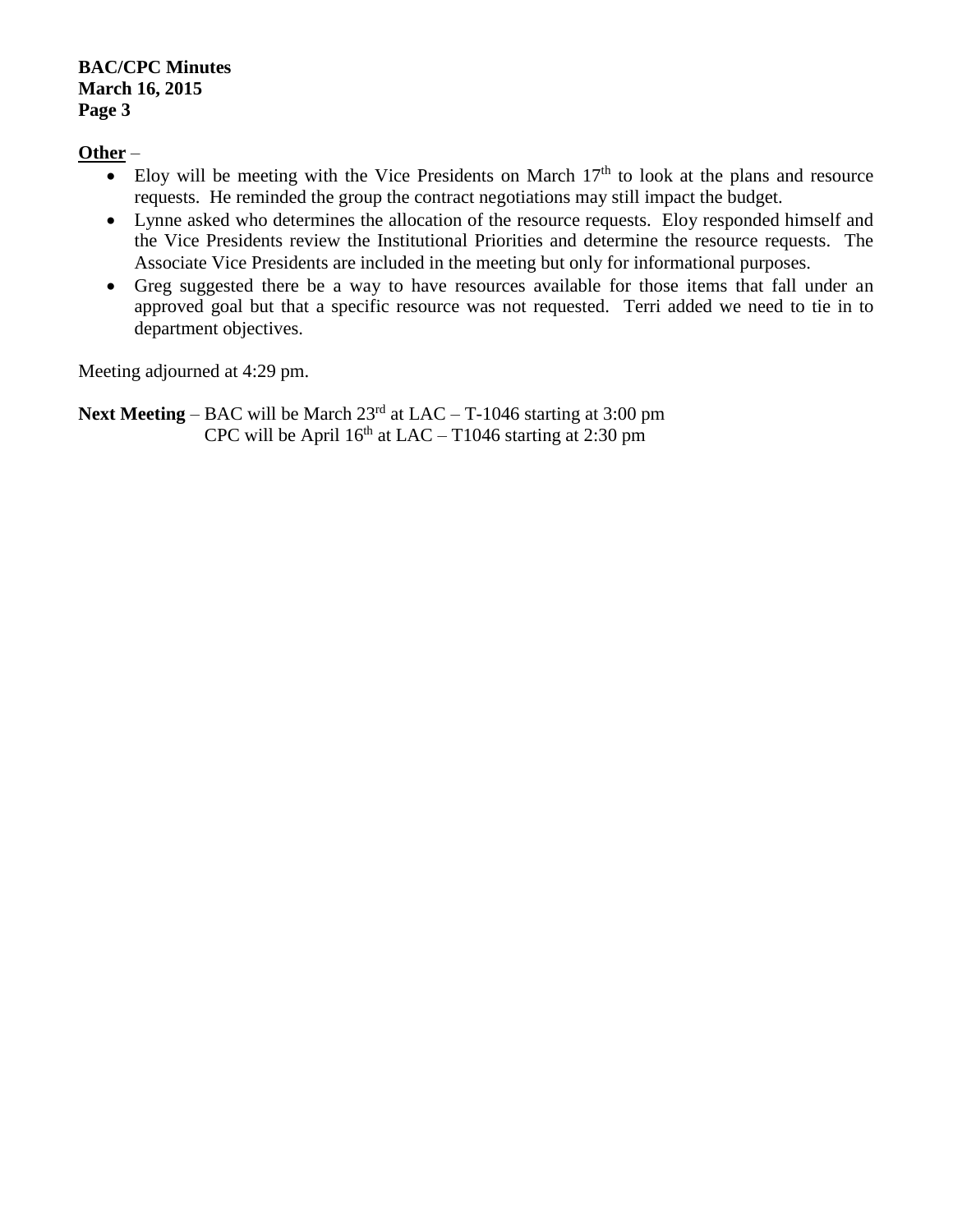**Other** –

- Eloy will be meeting with the Vice Presidents on March 17th to look at the plans and resource requests. He reminded the group the contract negotiations may still impact the budget.
- Lynne asked who determines the allocation of the resource requests. Eloy responded himself and the Vice Presidents review the Institutional Priorities and determine the resource requests. The Associate Vice Presidents are included in the meeting but only for informational purposes.
- Greg suggested there be a way to have resources available for those items that fall under an approved goal but that a specific resource was not requested. Terri added we need to tie in to department objectives.

Meeting adjourned at 4:29 pm.

**Next Meeting** – BAC will be March 23rd at LAC – T-1046 starting at 3:00 pm
CPC will be April 16th at LAC – T1046 starting at 2:30 pm